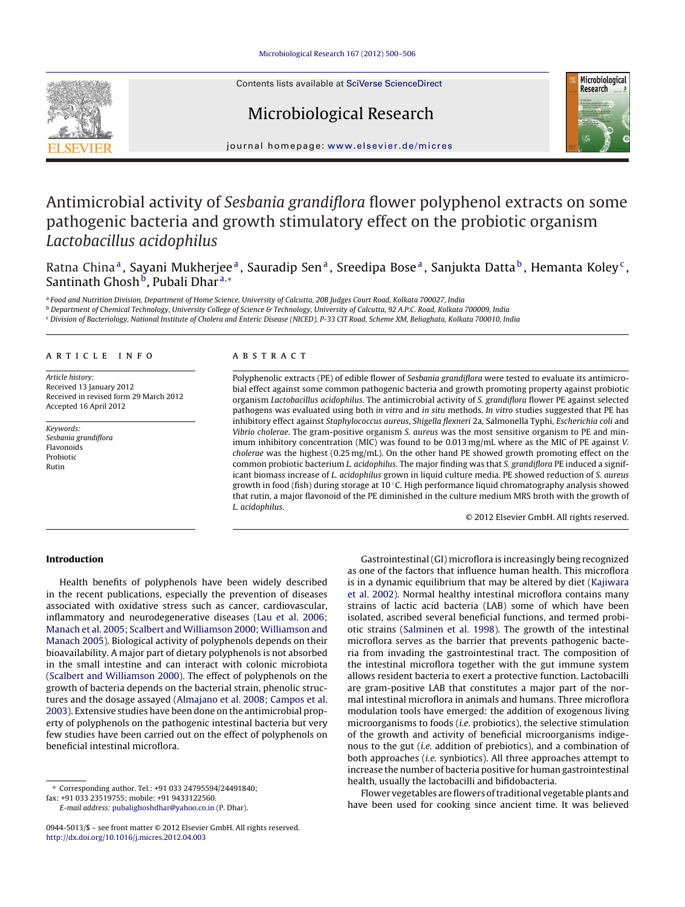# Antimicrobial activity of *Sesbania grandiflora* flower polyphenol extracts on some pathogenic bacteria and growth stimulatory effect on the probiotic organism *Lactobacillus acidophilus*

Ratna China[a], Sayani Mukherjee[a], Sauradip Sen[a], Sreedipa Bose[a], Sanjukta Datta[b], Hemanta Koley[c], Santinath Ghosh[b], Pubali Dhar[a,*]

[a] Food and Nutrition Division, Department of Home Science, University of Calcutta, 20B Judges Court Road, Kolkata 700027, India

[b] Department of Chemical Technology, University College of Science & Technology, University of Calcutta, 92 A.P.C. Road, Kolkata 700009, India

[c] Division of Bacteriology, National Institute of Cholera and Enteric Disease (NICED), P-33 CIT Road, Scheme XM, Beliaghata, Kolkata 700010, India

## ARTICLE INFO

*Article history:*
Received 13 January 2012
Received in revised form 29 March 2012
Accepted 16 April 2012

*Keywords:*
*Sesbania grandiflora*
Flavonoids
Probiotic
Rutin

## ABSTRACT

Polyphenolic extracts (PE) of edible flower of *Sesbania grandiflora* were tested to evaluate its antimicrobial effect against some common pathogenic bacteria and growth promoting property against probiotic organism *Lactobacillus acidophilus*. The antimicrobial activity of *S. grandiflora* flower PE against selected pathogens was evaluated using both *in vitro* and *in situ* methods. *In vitro* studies suggested that PE has inhibitory effect against *Staphylococcus aureus*, *Shigella flexneri* 2a, Salmonella Typhi, *Escherichia coli* and *Vibrio cholerae*. The gram-positive organism *S. aureus* was the most sensitive organism to PE and minimum inhibitory concentration (MIC) was found to be 0.013 mg/mL where as the MIC of PE against *V. cholerae* was the highest (0.25 mg/mL). On the other hand PE showed growth promoting effect on the common probiotic bacterium *L. acidophilus*. The major finding was that *S. grandiflora* PE induced a significant biomass increase of *L. acidophilus* grown in liquid culture media. PE showed reduction of *S. aureus* growth in food (fish) during storage at 10 °C. High performance liquid chromatography analysis showed that rutin, a major flavonoid of the PE diminished in the culture medium MRS broth with the growth of *L. acidophilus*.

© 2012 Elsevier GmbH. All rights reserved.

## Introduction

Health benefits of polyphenols have been widely described in the recent publications, especially the prevention of diseases associated with oxidative stress such as cancer, cardiovascular, inflammatory and neurodegenerative diseases (Lau et al. 2006; Manach et al. 2005; Scalbert and Williamson 2000; Williamson and Manach 2005). Biological activity of polyphenols depends on their bioavailability. A major part of dietary polyphenols is not absorbed in the small intestine and can interact with colonic microbiota (Scalbert and Williamson 2000). The effect of polyphenols on the growth of bacteria depends on the bacterial strain, phenolic structures and the dosage assayed (Almajano et al. 2008; Campos et al. 2003). Extensive studies have been done on the antimicrobial property of polyphenols on the pathogenic intestinal bacteria but very few studies have been carried out on the effect of polyphenols on beneficial intestinal microflora.

Gastrointestinal (GI) microflora is increasingly being recognized as one of the factors that influence human health. This microflora is in a dynamic equilibrium that may be altered by diet (Kajiwara et al. 2002). Normal healthy intestinal microflora contains many strains of lactic acid bacteria (LAB) some of which have been isolated, ascribed several beneficial functions, and termed probiotic strains (Salminen et al. 1998). The growth of the intestinal microflora serves as the barrier that prevents pathogenic bacteria from invading the gastrointestinal tract. The composition of the intestinal microflora together with the gut immune system allows resident bacteria to exert a protective function. Lactobacilli are gram-positive LAB that constitutes a major part of the normal intestinal microflora in animals and humans. Three microflora modulation tools have emerged: the addition of exogenous living microorganisms to foods (*i.e.* probiotics), the selective stimulation of the growth and activity of beneficial microorganisms indigenous to the gut (*i.e.* addition of prebiotics), and a combination of both approaches (*i.e.* synbiotics). All three approaches attempt to increase the number of bacteria positive for human gastrointestinal health, usually the lactobacilli and bifidobacteria.

Flower vegetables are flowers of traditional vegetable plants and have been used for cooking since ancient time. It was believed

\* Corresponding author. Tel.: +91 033 24795594/24491840; fax: +91 033 23519755; mobile: +91 9433122560.
*E-mail address:* pubalighoshdhar@yahoo.co.in (P. Dhar).

0944-5013/$ – see front matter © 2012 Elsevier GmbH. All rights reserved.
http://dx.doi.org/10.1016/j.micres.2012.04.003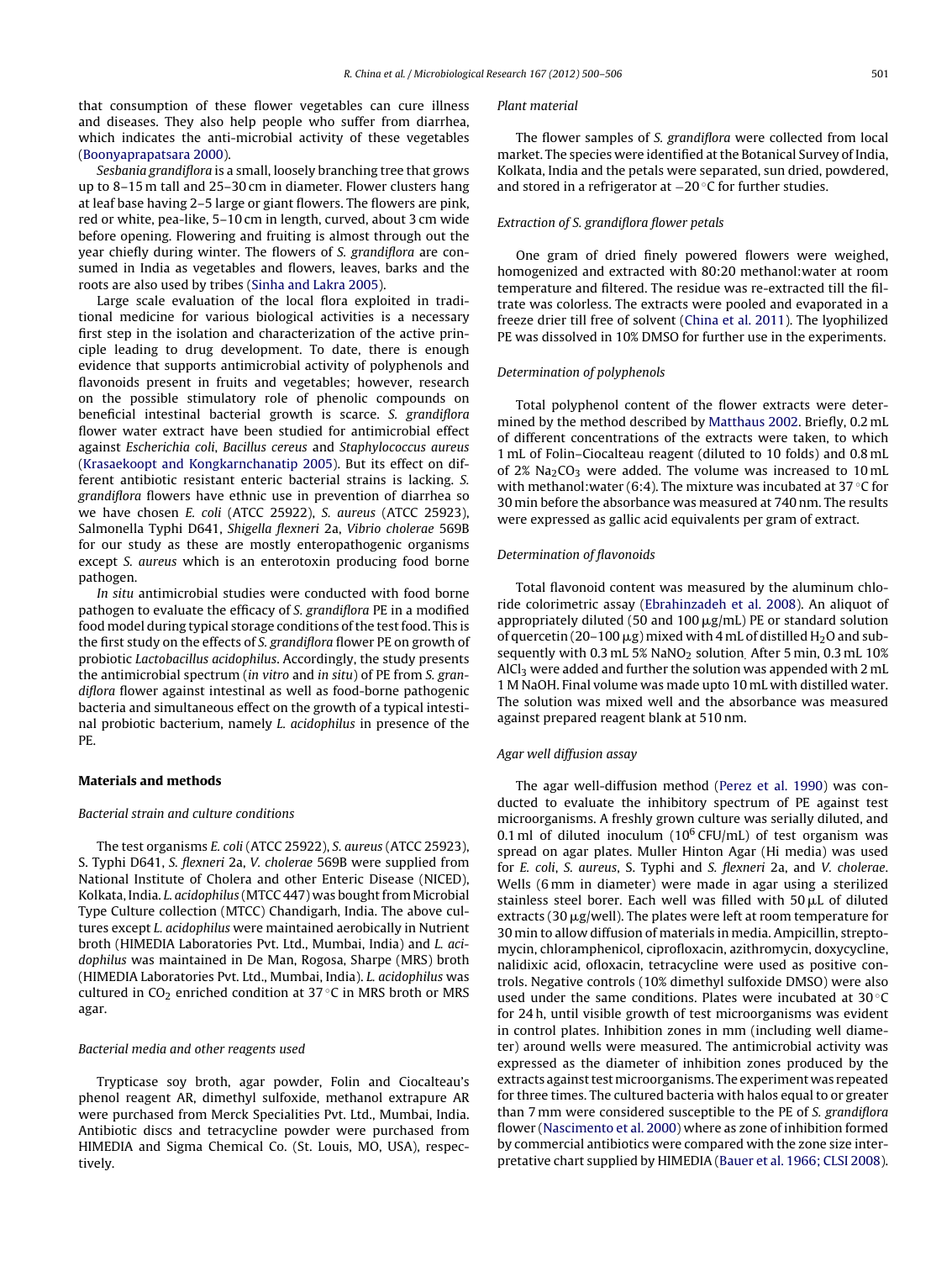that consumption of these flower vegetables can cure illness and diseases. They also help people who suffer from diarrhea, which indicates the anti-microbial activity of these vegetables (Boonyaprapatsara 2000).

*Sesbania grandiflora* is a small, loosely branching tree that grows up to 8–15 m tall and 25–30 cm in diameter. Flower clusters hang at leaf base having 2–5 large or giant flowers. The flowers are pink, red or white, pea-like, 5–10 cm in length, curved, about 3 cm wide before opening. Flowering and fruiting is almost through out the year chiefly during winter. The flowers of *S. grandiflora* are consumed in India as vegetables and flowers, leaves, barks and the roots are also used by tribes (Sinha and Lakra 2005).

Large scale evaluation of the local flora exploited in traditional medicine for various biological activities is a necessary first step in the isolation and characterization of the active principle leading to drug development. To date, there is enough evidence that supports antimicrobial activity of polyphenols and flavonoids present in fruits and vegetables; however, research on the possible stimulatory role of phenolic compounds on beneficial intestinal bacterial growth is scarce. *S. grandiflora* flower water extract have been studied for antimicrobial effect against *Escherichia coli*, *Bacillus cereus* and *Staphylococcus aureus* (Krasaekoopt and Kongkarnchanatip 2005). But its effect on different antibiotic resistant enteric bacterial strains is lacking. *S. grandiflora* flowers have ethnic use in prevention of diarrhea so we have chosen *E. coli* (ATCC 25922), *S. aureus* (ATCC 25923), Salmonella Typhi D641, *Shigella flexneri* 2a, *Vibrio cholerae* 569B for our study as these are mostly enteropathogenic organisms except *S. aureus* which is an enterotoxin producing food borne pathogen.

*In situ* antimicrobial studies were conducted with food borne pathogen to evaluate the efficacy of *S. grandiflora* PE in a modified food model during typical storage conditions of the test food. This is the first study on the effects of *S. grandiflora* flower PE on growth of probiotic *Lactobacillus acidophilus*. Accordingly, the study presents the antimicrobial spectrum (*in vitro* and *in situ*) of PE from *S. grandiflora* flower against intestinal as well as food-borne pathogenic bacteria and simultaneous effect on the growth of a typical intestinal probiotic bacterium, namely *L. acidophilus* in presence of the PE.

## Materials and methods

### *Bacterial strain and culture conditions*

The test organisms *E. coli* (ATCC 25922), *S. aureus* (ATCC 25923), S. Typhi D641, *S. flexneri* 2a, *V. cholerae* 569B were supplied from National Institute of Cholera and other Enteric Disease (NICED), Kolkata, India. *L. acidophilus* (MTCC 447) was bought from Microbial Type Culture collection (MTCC) Chandigarh, India. The above cultures except *L. acidophilus* were maintained aerobically in Nutrient broth (HIMEDIA Laboratories Pvt. Ltd., Mumbai, India) and *L. acidophilus* was maintained in De Man, Rogosa, Sharpe (MRS) broth (HIMEDIA Laboratories Pvt. Ltd., Mumbai, India). *L. acidophilus* was cultured in $CO_2$ enriched condition at 37 °C in MRS broth or MRS agar.

### *Bacterial media and other reagents used*

Trypticase soy broth, agar powder, Folin and Ciocalteau's phenol reagent AR, dimethyl sulfoxide, methanol extrapure AR were purchased from Merck Specialities Pvt. Ltd., Mumbai, India. Antibiotic discs and tetracycline powder were purchased from HIMEDIA and Sigma Chemical Co. (St. Louis, MO, USA), respectively.

### *Plant material*

The flower samples of *S. grandiflora* were collected from local market. The species were identified at the Botanical Survey of India, Kolkata, India and the petals were separated, sun dried, powdered, and stored in a refrigerator at −20 °C for further studies.

### *Extraction of S. grandiflora flower petals*

One gram of dried finely powered flowers were weighed, homogenized and extracted with 80:20 methanol:water at room temperature and filtered. The residue was re-extracted till the filtrate was colorless. The extracts were pooled and evaporated in a freeze drier till free of solvent (China et al. 2011). The lyophilized PE was dissolved in 10% DMSO for further use in the experiments.

### *Determination of polyphenols*

Total polyphenol content of the flower extracts were determined by the method described by Matthaus 2002. Briefly, 0.2 mL of different concentrations of the extracts were taken, to which 1 mL of Folin–Ciocalteau reagent (diluted to 10 folds) and 0.8 mL of 2% $Na_2CO_3$ were added. The volume was increased to 10 mL with methanol:water (6:4). The mixture was incubated at 37 °C for 30 min before the absorbance was measured at 740 nm. The results were expressed as gallic acid equivalents per gram of extract.

### *Determination of flavonoids*

Total flavonoid content was measured by the aluminum chloride colorimetric assay (Ebrahinzadeh et al. 2008). An aliquot of appropriately diluted (50 and 100 μg/mL) PE or standard solution of quercetin (20–100 μg) mixed with 4 mL of distilled $H_2O$ and subsequently with 0.3 mL 5% $NaNO_2$ solution. After 5 min, 0.3 mL 10% $AlCl_3$ were added and further the solution was appended with 2 mL 1 M NaOH. Final volume was made upto 10 mL with distilled water. The solution was mixed well and the absorbance was measured against prepared reagent blank at 510 nm.

### *Agar well diffusion assay*

The agar well-diffusion method (Perez et al. 1990) was conducted to evaluate the inhibitory spectrum of PE against test microorganisms. A freshly grown culture was serially diluted, and 0.1 ml of diluted inoculum ($10^6$ CFU/mL) of test organism was spread on agar plates. Muller Hinton Agar (Hi media) was used for *E. coli*, *S. aureus*, S. Typhi and *S. flexneri* 2a, and *V. cholerae*. Wells (6 mm in diameter) were made in agar using a sterilized stainless steel borer. Each well was filled with 50 μL of diluted extracts (30 μg/well). The plates were left at room temperature for 30 min to allow diffusion of materials in media. Ampicillin, streptomycin, chloramphenicol, ciprofloxacin, azithromycin, doxycycline, nalidixic acid, ofloxacin, tetracycline were used as positive controls. Negative controls (10% dimethyl sulfoxide DMSO) were also used under the same conditions. Plates were incubated at 30 °C for 24 h, until visible growth of test microorganisms was evident in control plates. Inhibition zones in mm (including well diameter) around wells were measured. The antimicrobial activity was expressed as the diameter of inhibition zones produced by the extracts against test microorganisms. The experiment was repeated for three times. The cultured bacteria with halos equal to or greater than 7 mm were considered susceptible to the PE of *S. grandiflora* flower (Nascimento et al. 2000) where as zone of inhibition formed by commercial antibiotics were compared with the zone size interpretative chart supplied by HIMEDIA (Bauer et al. 1966; CLSI 2008).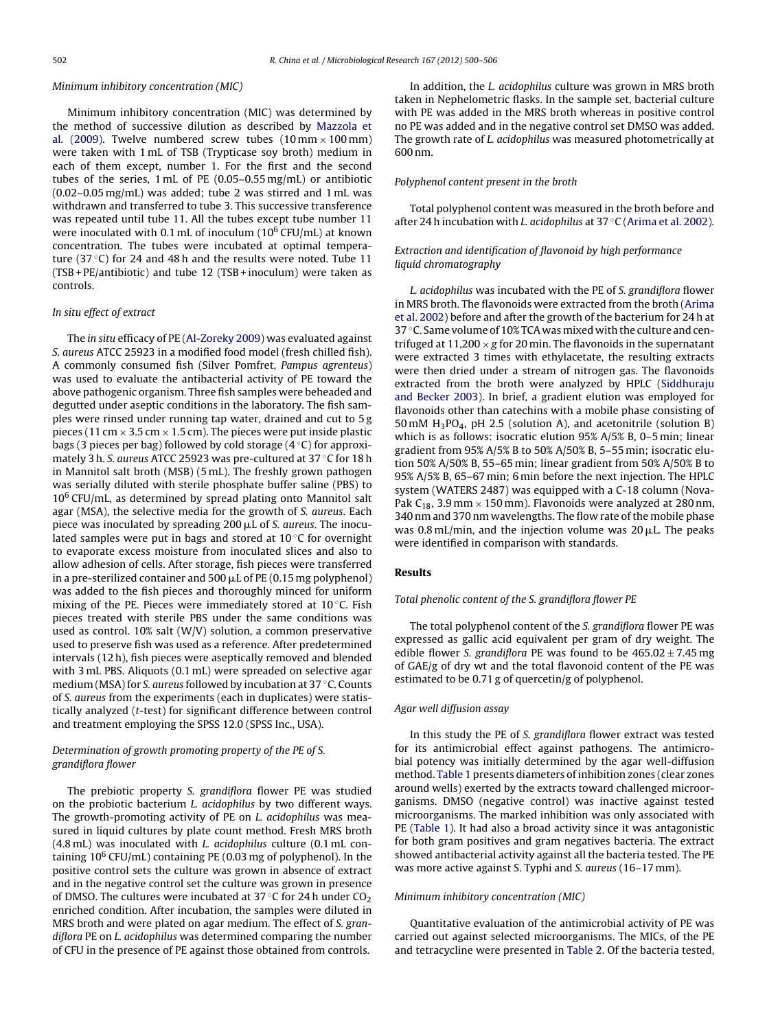### Minimum inhibitory concentration (MIC)

Minimum inhibitory concentration (MIC) was determined by the method of successive dilution as described by Mazzola et al. (2009). Twelve numbered screw tubes (10 mm × 100 mm) were taken with 1 mL of TSB (Trypticase soy broth) medium in each of them except, number 1. For the first and the second tubes of the series, 1 mL of PE (0.05–0.55 mg/mL) or antibiotic (0.02–0.05 mg/mL) was added; tube 2 was stirred and 1 mL was withdrawn and transferred to tube 3. This successive transference was repeated until tube 11. All the tubes except tube number 11 were inoculated with 0.1 mL of inoculum ($10^6$ CFU/mL) at known concentration. The tubes were incubated at optimal temperature (37 °C) for 24 and 48 h and the results were noted. Tube 11 (TSB + PE/antibiotic) and tube 12 (TSB + inoculum) were taken as controls.

### *In situ* effect of extract

The *in situ* efficacy of PE (Al-Zoreky 2009) was evaluated against *S. aureus* ATCC 25923 in a modified food model (fresh chilled fish). A commonly consumed fish (Silver Pomfret, *Pampus agrenteus*) was used to evaluate the antibacterial activity of PE toward the above pathogenic organism. Three fish samples were beheaded and degutted under aseptic conditions in the laboratory. The fish samples were rinsed under running tap water, drained and cut to 5 g pieces (11 cm × 3.5 cm × 1.5 cm). The pieces were put inside plastic bags (3 pieces per bag) followed by cold storage (4 °C) for approximately 3 h. *S. aureus* ATCC 25923 was pre-cultured at 37 °C for 18 h in Mannitol salt broth (MSB) (5 mL). The freshly grown pathogen was serially diluted with sterile phosphate buffer saline (PBS) to $10^6$ CFU/mL, as determined by spread plating onto Mannitol salt agar (MSA), the selective media for the growth of *S. aureus*. Each piece was inoculated by spreading 200 μL of *S. aureus*. The inoculated samples were put in bags and stored at 10 °C for overnight to evaporate excess moisture from inoculated slices and also to allow adhesion of cells. After storage, fish pieces were transferred in a pre-sterilized container and 500 μL of PE (0.15 mg polyphenol) was added to the fish pieces and thoroughly minced for uniform mixing of the PE. Pieces were immediately stored at 10 °C. Fish pieces treated with sterile PBS under the same conditions was used as control. 10% salt (W/V) solution, a common preservative used to preserve fish was used as a reference. After predetermined intervals (12 h), fish pieces were aseptically removed and blended with 3 mL PBS. Aliquots (0.1 mL) were spread on selective agar medium (MSA) for *S. aureus* followed by incubation at 37 °C. Counts of *S. aureus* from the experiments (each in duplicates) were statistically analyzed (*t*-test) for significant difference between control and treatment employing the SPSS 12.0 (SPSS Inc., USA).

### Determination of growth promoting property of the PE of *S. grandiflora* flower

The prebiotic property *S. grandiflora* flower PE was studied on the probiotic bacterium *L. acidophilus* by two different ways. The growth-promoting activity of PE on *L. acidophilus* was measured in liquid cultures by plate count method. Fresh MRS broth (4.8 mL) was inoculated with *L. acidophilus* culture (0.1 mL containing $10^6$ CFU/mL) containing PE (0.03 mg of polyphenol). In the positive control sets the culture was grown in absence of extract and in the negative control set the culture was grown in presence of DMSO. The cultures were incubated at 37 °C for 24 h under $CO_2$ enriched condition. After incubation, the samples were diluted in MRS broth and were plated on agar medium. The effect of *S. grandiflora* PE on *L. acidophilus* was determined comparing the number of CFU in the presence of PE against those obtained from controls.

In addition, the *L. acidophilus* culture was grown in MRS broth taken in Nephelometric flasks. In the sample set, bacterial culture with PE was added in the MRS broth whereas in positive control no PE was added and in the negative control set DMSO was added. The growth rate of *L. acidophilus* was measured photometrically at 600 nm.

### Polyphenol content present in the broth

Total polyphenol content was measured in the broth before and after 24 h incubation with *L. acidophilus* at 37 °C (Arima et al. 2002).

### Extraction and identification of flavonoid by high performance liquid chromatography

*L. acidophilus* was incubated with the PE of *S. grandiflora* flower in MRS broth. The flavonoids were extracted from the broth (Arima et al. 2002) before and after the growth of the bacterium for 24 h at 37 °C. Same volume of 10% TCA was mixed with the culture and centrifuged at 11,200 × *g* for 20 min. The flavonoids in the supernatant were extracted 3 times with ethylacetate, the resulting extracts were then dried under a stream of nitrogen gas. The flavonoids extracted from the broth were analyzed by HPLC (Siddhuraju and Becker 2003). In brief, a gradient elution was employed for flavonoids other than catechins with a mobile phase consisting of 50 mM $H_3PO_4$, pH 2.5 (solution A), and acetonitrile (solution B) which is as follows: isocratic elution 95% A/5% B, 0–5 min; linear gradient from 95% A/5% B to 50% A/50% B, 5–55 min; isocratic elution 50% A/50% B, 55–65 min; linear gradient from 50% A/50% B to 95% A/5% B, 65–67 min; 6 min before the next injection. The HPLC system (WATERS 2487) was equipped with a C-18 column (Nova-Pak $C_{18}$, 3.9 mm × 150 mm). Flavonoids were analyzed at 280 nm, 340 nm and 370 nm wavelengths. The flow rate of the mobile phase was 0.8 mL/min, and the injection volume was 20 μL. The peaks were identified in comparison with standards.

## Results

### Total phenolic content of the *S. grandiflora* flower PE

The total polyphenol content of the *S. grandiflora* flower PE was expressed as gallic acid equivalent per gram of dry weight. The edible flower *S. grandiflora* PE was found to be 465.02 ± 7.45 mg of GAE/g of dry wt and the total flavonoid content of the PE was estimated to be 0.71 g of quercetin/g of polyphenol.

### Agar well diffusion assay

In this study the PE of *S. grandiflora* flower extract was tested for its antimicrobial effect against pathogens. The antimicrobial potency was initially determined by the agar well-diffusion method. Table 1 presents diameters of inhibition zones (clear zones around wells) exerted by the extracts toward challenged microorganisms. DMSO (negative control) was inactive against tested microorganisms. The marked inhibition was only associated with PE (Table 1). It had also a broad activity since it was antagonistic for both gram positives and gram negatives bacteria. The extract showed antibacterial activity against all the bacteria tested. The PE was more active against S. Typhi and *S. aureus* (16–17 mm).

### Minimum inhibitory concentration (MIC)

Quantitative evaluation of the antimicrobial activity of PE was carried out against selected microorganisms. The MICs, of the PE and tetracycline were presented in Table 2. Of the bacteria tested,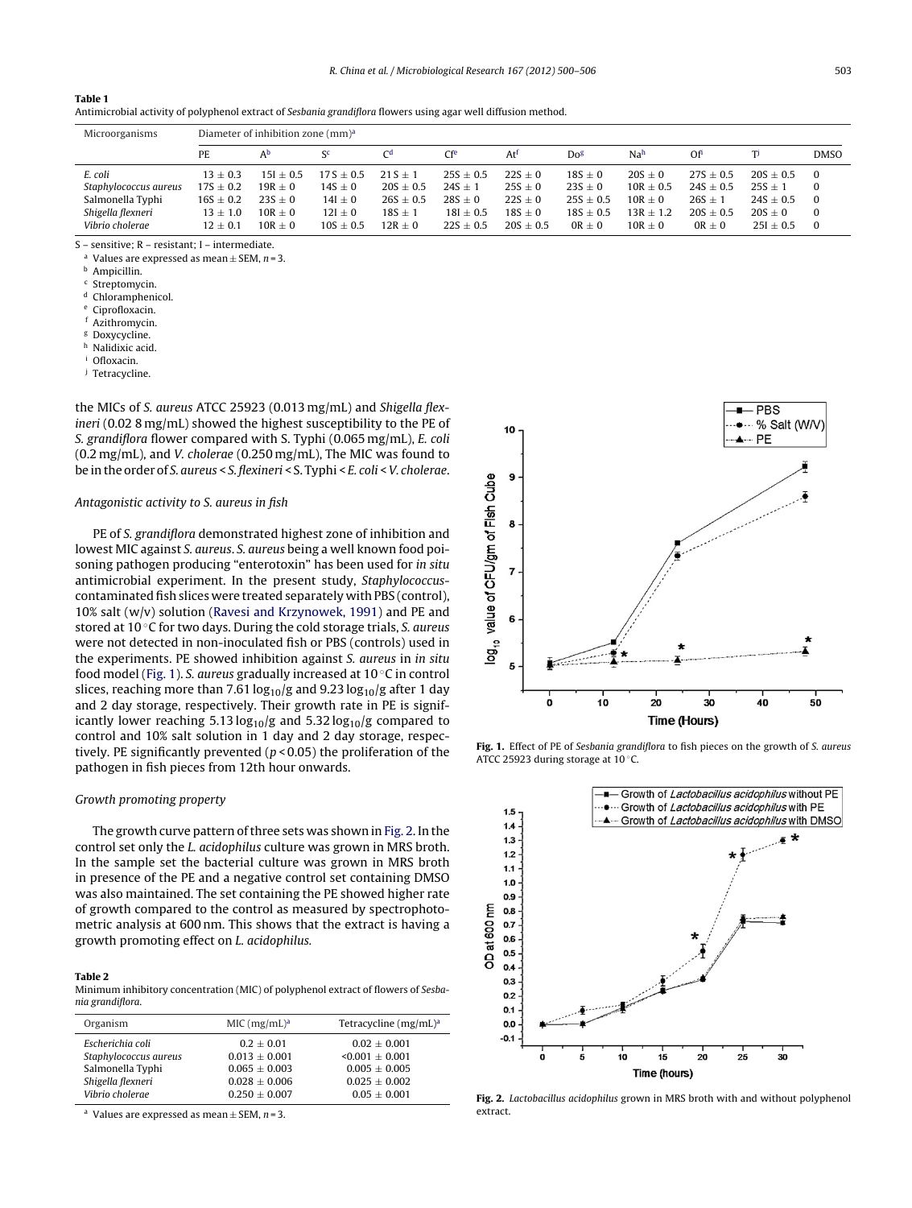**Table 1**
Antimicrobial activity of polyphenol extract of *Sesbania grandiflora* flowers using agar well diffusion method.

| Microorganisms | Diameter of inhibition zone (mm)[a] | | | | | | | | | | |
|---|---|---|---|---|---|---|---|---|---|---|---|
| | PE | A[b] | S[c] | C[d] | Cf[e] | At[f] | Do[g] | Na[h] | Of[i] | T[j] | DMSO |
| *E. coli* | 13 ± 0.3 | 15I ± 0.5 | 17S ± 0.5 | 21S ± 1 | 25S ± 0.5 | 22S ± 0 | 18S ± 0 | 20S ± 0 | 27S ± 0.5 | 20S ± 0.5 | 0 |
| *Staphylococcus aureus* | 17S ± 0.2 | 19R ± 0 | 14S ± 0 | 20S ± 0.5 | 24S ± 1 | 25S ± 0 | 23S ± 0 | 10R ± 0.5 | 24S ± 0.5 | 25S ± 1 | 0 |
| Salmonella Typhi | 16S ± 0.2 | 23S ± 0 | 14I ± 0 | 26S ± 0.5 | 28S ± 0 | 22S ± 0 | 25S ± 0.5 | 10R ± 0 | 26S ± 1 | 24S ± 0.5 | 0 |
| *Shigella flexneri* | 13 ± 1.0 | 10R ± 0 | 12I ± 0 | 18S ± 1 | 18I ± 0.5 | 18S ± 0 | 18S ± 0.5 | 13R ± 1.2 | 20S ± 0.5 | 20S ± 0 | 0 |
| *Vibrio cholerae* | 12 ± 0.1 | 10R ± 0 | 10S ± 0.5 | 12R ± 0 | 22S ± 0.5 | 20S ± 0.5 | 0R ± 0 | 10R ± 0 | 0R ± 0 | 25I ± 0.5 | 0 |

S – sensitive; R – resistant; I – intermediate.
[a] Values are expressed as mean ± SEM, $n = 3$.
[b] Ampicillin.
[c] Streptomycin.
[d] Chloramphenicol.
[e] Ciprofloxacin.
[f] Azithromycin.
[g] Doxycycline.
[h] Nalidixic acid.
[i] Ofloxacin.
[j] Tetracycline.

the MICs of *S. aureus* ATCC 25923 (0.013 mg/mL) and *Shigella flexineri* (0.02 8 mg/mL) showed the highest susceptibility to the PE of *S. grandiflora* flower compared with S. Typhi (0.065 mg/mL), *E. coli* (0.2 mg/mL), and *V. cholerae* (0.250 mg/mL), The MIC was found to be in the order of *S. aureus* < *S. flexineri* < S. Typhi < *E. coli* < *V. cholerae*.

### *Antagonistic activity to S. aureus in fish*

PE of *S. grandiflora* demonstrated highest zone of inhibition and lowest MIC against *S. aureus*. *S. aureus* being a well known food poisoning pathogen producing “enterotoxin” has been used for *in situ* antimicrobial experiment. In the present study, *Staphylococcus*-contaminated fish slices were treated separately with PBS (control), 10% salt (w/v) solution (Ravesi and Krzynowek, 1991) and PE and stored at 10 °C for two days. During the cold storage trials, *S. aureus* were not detected in non-inoculated fish or PBS (controls) used in the experiments. PE showed inhibition against *S. aureus* in *in situ* food model (Fig. 1). *S. aureus* gradually increased at 10 °C in control slices, reaching more than 7.61 $\log_{10}$/g and 9.23 $\log_{10}$/g after 1 day and 2 day storage, respectively. Their growth rate in PE is significantly lower reaching 5.13 $\log_{10}$/g and 5.32 $\log_{10}$/g compared to control and 10% salt solution in 1 day and 2 day storage, respectively. PE significantly prevented ($p < 0.05$) the proliferation of the pathogen in fish pieces from 12th hour onwards.

### *Growth promoting property*

The growth curve pattern of three sets was shown in Fig. 2. In the control set only the *L. acidophilus* culture was grown in MRS broth. In the sample set the bacterial culture was grown in MRS broth in presence of the PE and a negative control set containing DMSO was also maintained. The set containing the PE showed higher rate of growth compared to the control as measured by spectrophotometric analysis at 600 nm. This shows that the extract is having a growth promoting effect on *L. acidophilus*.

**Table 2**
Minimum inhibitory concentration (MIC) of polyphenol extract of flowers of *Sesbania grandiflora*.

| Organism | MIC (mg/mL)[a] | Tetracycline (mg/mL)[a] |
|---|---|---|
| *Escherichia coli* | 0.2 ± 0.01 | 0.02 ± 0.001 |
| *Staphylococcus aureus* | 0.013 ± 0.001 | <0.001 ± 0.001 |
| Salmonella Typhi | 0.065 ± 0.003 | 0.005 ± 0.005 |
| *Shigella flexneri* | 0.028 ± 0.006 | 0.025 ± 0.002 |
| *Vibrio cholerae* | 0.250 ± 0.007 | 0.05 ± 0.001 |

[a] Values are expressed as mean ± SEM, $n = 3$.

**Fig. 1.** Effect of PE of *Sesbania grandiflora* to fish pieces on the growth of *S. aureus* ATCC 25923 during storage at 10 °C.

**Fig. 2.** *Lactobacillus acidophilus* grown in MRS broth with and without polyphenol extract.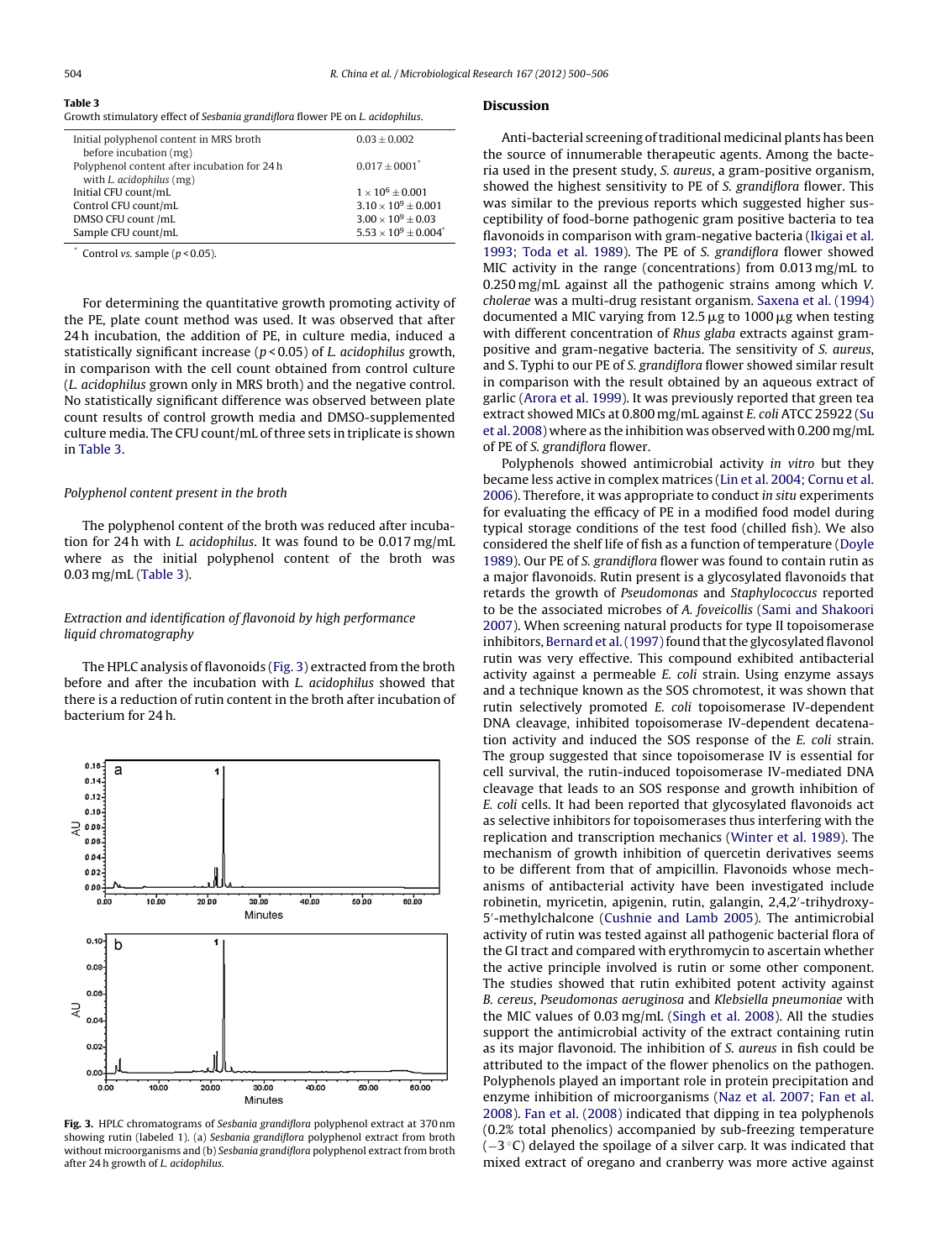**Table 3**
Growth stimulatory effect of *Sesbania grandiflora* flower PE on *L. acidophilus*.

| | |
|---|---|
| Initial polyphenol content in MRS broth before incubation (mg) | $0.03 \pm 0.002$ |
| Polyphenol content after incubation for 24 h with *L. acidophilus* (mg) | $0.017 \pm 0001^{*}$ |
| Initial CFU count/mL | $1 \times 10^{6} \pm 0.001$ |
| Control CFU count/mL | $3.10 \times 10^{9} \pm 0.001$ |
| DMSO CFU count /mL | $3.00 \times 10^{9} \pm 0.03$ |
| Sample CFU count/mL | $5.53 \times 10^{9} \pm 0.004^{*}$ |

\* Control *vs.* sample ($p < 0.05$).

For determining the quantitative growth promoting activity of the PE, plate count method was used. It was observed that after 24 h incubation, the addition of PE, in culture media, induced a statistically significant increase ($p < 0.05$) of *L. acidophilus* growth, in comparison with the cell count obtained from control culture (*L. acidophilus* grown only in MRS broth) and the negative control. No statistically significant difference was observed between plate count results of control growth media and DMSO-supplemented culture media. The CFU count/mL of three sets in triplicate is shown in Table 3.

### *Polyphenol content present in the broth*

The polyphenol content of the broth was reduced after incubation for 24 h with *L. acidophilus*. It was found to be 0.017 mg/mL where as the initial polyphenol content of the broth was 0.03 mg/mL (Table 3).

### *Extraction and identification of flavonoid by high performance liquid chromatography*

The HPLC analysis of flavonoids (Fig. 3) extracted from the broth before and after the incubation with *L. acidophilus* showed that there is a reduction of rutin content in the broth after incubation of bacterium for 24 h.

**Fig. 3.** HPLC chromatograms of *Sesbania grandiflora* polyphenol extract at 370 nm showing rutin (labeled 1). (a) *Sesbania grandiflora* polyphenol extract from broth without microorganisms and (b) *Sesbania grandiflora* polyphenol extract from broth after 24 h growth of *L. acidophilus.*

## Discussion

Anti-bacterial screening of traditional medicinal plants has been the source of innumerable therapeutic agents. Among the bacteria used in the present study, *S. aureus*, a gram-positive organism, showed the highest sensitivity to PE of *S. grandiflora* flower. This was similar to the previous reports which suggested higher susceptibility of food-borne pathogenic gram positive bacteria to tea flavonoids in comparison with gram-negative bacteria (Ikigai et al. 1993; Toda et al. 1989). The PE of *S. grandiflora* flower showed MIC activity in the range (concentrations) from 0.013 mg/mL to 0.250 mg/mL against all the pathogenic strains among which *V. cholerae* was a multi-drug resistant organism. Saxena et al. (1994) documented a MIC varying from 12.5 μg to 1000 μg when testing with different concentration of *Rhus glaba* extracts against gram-positive and gram-negative bacteria. The sensitivity of *S. aureus*, and S. Typhi to our PE of *S. grandiflora* flower showed similar result in comparison with the result obtained by an aqueous extract of garlic (Arora et al. 1999). It was previously reported that green tea extract showed MICs at 0.800 mg/mL against *E. coli* ATCC 25922 (Su et al. 2008) where as the inhibition was observed with 0.200 mg/mL of PE of *S. grandiflora* flower.

Polyphenols showed antimicrobial activity *in vitro* but they became less active in complex matrices (Lin et al. 2004; Cornu et al. 2006). Therefore, it was appropriate to conduct *in situ* experiments for evaluating the efficacy of PE in a modified food model during typical storage conditions of the test food (chilled fish). We also considered the shelf life of fish as a function of temperature (Doyle 1989). Our PE of *S. grandiflora* flower was found to contain rutin as a major flavonoids. Rutin present is a glycosylated flavonoids that retards the growth of *Pseudomonas* and *Staphylococcus* reported to be the associated microbes of *A. foveicollis* (Sami and Shakoori 2007). When screening natural products for type II topoisomerase inhibitors, Bernard et al. (1997) found that the glycosylated flavonol rutin was very effective. This compound exhibited antibacterial activity against a permeable *E. coli* strain. Using enzyme assays and a technique known as the SOS chromotest, it was shown that rutin selectively promoted *E. coli* topoisomerase IV-dependent DNA cleavage, inhibited topoisomerase IV-dependent decatenation activity and induced the SOS response of the *E. coli* strain. The group suggested that since topoisomerase IV is essential for cell survival, the rutin-induced topoisomerase IV-mediated DNA cleavage that leads to an SOS response and growth inhibition of *E. coli* cells. It had been reported that glycosylated flavonoids act as selective inhibitors for topoisomerases thus interfering with the replication and transcription mechanics (Winter et al. 1989). The mechanism of growth inhibition of quercetin derivatives seems to be different from that of ampicillin. Flavonoids whose mechanisms of antibacterial activity have been investigated include robinetin, myricetin, apigenin, rutin, galangin, 2,4,2′-trihydroxy-5′-methylchalcone (Cushnie and Lamb 2005). The antimicrobial activity of rutin was tested against all pathogenic bacterial flora of the GI tract and compared with erythromycin to ascertain whether the active principle involved is rutin or some other component. The studies showed that rutin exhibited potent activity against *B. cereus*, *Pseudomonas aeruginosa* and *Klebsiella pneumoniae* with the MIC values of 0.03 mg/mL (Singh et al. 2008). All the studies support the antimicrobial activity of the extract containing rutin as its major flavonoid. The inhibition of *S. aureus* in fish could be attributed to the impact of the flower phenolics on the pathogen. Polyphenols played an important role in protein precipitation and enzyme inhibition of microorganisms (Naz et al. 2007; Fan et al. 2008). Fan et al. (2008) indicated that dipping in tea polyphenols (0.2% total phenolics) accompanied by sub-freezing temperature (−3 °C) delayed the spoilage of a silver carp. It was indicated that mixed extract of oregano and cranberry was more active against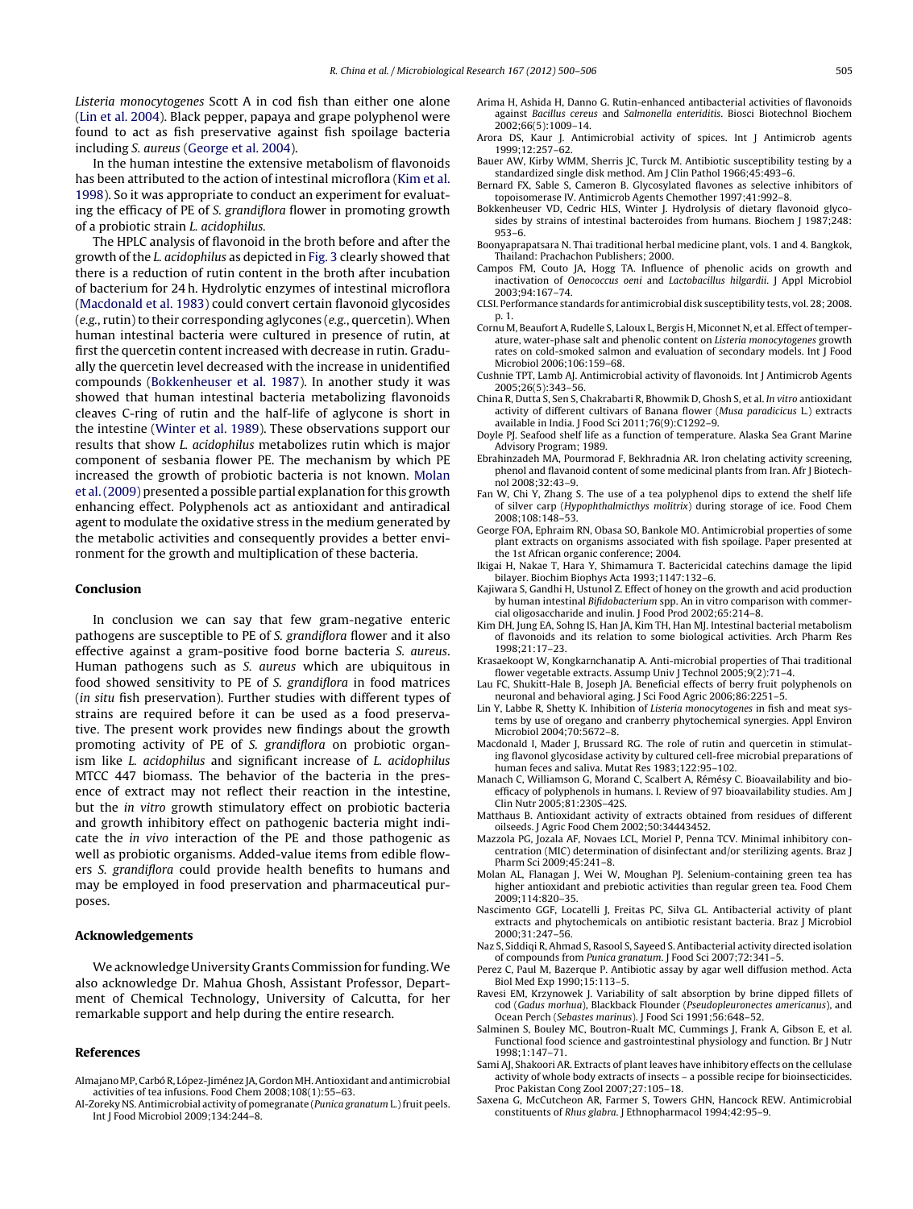*Listeria monocytogenes* Scott A in cod fish than either one alone (Lin et al. 2004). Black pepper, papaya and grape polyphenol were found to act as fish preservative against fish spoilage bacteria including *S. aureus* (George et al. 2004).

In the human intestine the extensive metabolism of flavonoids has been attributed to the action of intestinal microflora (Kim et al. 1998). So it was appropriate to conduct an experiment for evaluating the efficacy of PE of *S. grandiflora* flower in promoting growth of a probiotic strain *L. acidophilus*.

The HPLC analysis of flavonoid in the broth before and after the growth of the *L. acidophilus* as depicted in Fig. 3 clearly showed that there is a reduction of rutin content in the broth after incubation of bacterium for 24 h. Hydrolytic enzymes of intestinal microflora (Macdonald et al. 1983) could convert certain flavonoid glycosides (*e.g.*, rutin) to their corresponding aglycones (*e.g.*, quercetin). When human intestinal bacteria were cultured in presence of rutin, at first the quercetin content increased with decrease in rutin. Gradually the quercetin level decreased with the increase in unidentified compounds (Bokkenheuser et al. 1987). In another study it was showed that human intestinal bacteria metabolizing flavonoids cleaves C-ring of rutin and the half-life of aglycone is short in the intestine (Winter et al. 1989). These observations support our results that show *L. acidophilus* metabolizes rutin which is major component of sesbania flower PE. The mechanism by which PE increased the growth of probiotic bacteria is not known. Molan et al. (2009) presented a possible partial explanation for this growth enhancing effect. Polyphenols act as antioxidant and antiradical agent to modulate the oxidative stress in the medium generated by the metabolic activities and consequently provides a better environment for the growth and multiplication of these bacteria.

## Conclusion

In conclusion we can say that few gram-negative enteric pathogens are susceptible to PE of *S. grandiflora* flower and it also effective against a gram-positive food borne bacteria *S. aureus*. Human pathogens such as *S. aureus* which are ubiquitous in food showed sensitivity to PE of *S. grandiflora* in food matrices (*in situ* fish preservation). Further studies with different types of strains are required before it can be used as a food preservative. The present work provides new findings about the growth promoting activity of PE of *S. grandiflora* on probiotic organism like *L. acidophilus* and significant increase of *L. acidophilus* MTCC 447 biomass. The behavior of the bacteria in the presence of extract may not reflect their reaction in the intestine, but the *in vitro* growth stimulatory effect on probiotic bacteria and growth inhibitory effect on pathogenic bacteria might indicate the *in vivo* interaction of the PE and those pathogenic as well as probiotic organisms. Added-value items from edible flowers *S. grandiflora* could provide health benefits to humans and may be employed in food preservation and pharmaceutical purposes.

## Acknowledgements

We acknowledge University Grants Commission for funding. We also acknowledge Dr. Mahua Ghosh, Assistant Professor, Department of Chemical Technology, University of Calcutta, for her remarkable support and help during the entire research.

## References

Almajano MP, Carbó R, López-Jiménez JA, Gordon MH. Antioxidant and antimicrobial activities of tea infusions. Food Chem 2008;108(1):55–63.

Al-Zoreky NS. Antimicrobial activity of pomegranate (*Punica granatum* L.) fruit peels. Int J Food Microbiol 2009;134:244–8.

Arima H, Ashida H, Danno G. Rutin-enhanced antibacterial activities of flavonoids against *Bacillus cereus* and *Salmonella enteriditis*. Biosci Biotechnol Biochem 2002;66(5):1009–14.

Arora DS, Kaur J. Antimicrobial activity of spices. Int J Antimicrob agents 1999;12:257–62.

Bauer AW, Kirby WMM, Sherris JC, Turck M. Antibiotic susceptibility testing by a standardized single disk method. Am J Clin Pathol 1966;45:493–6.

Bernard FX, Sable S, Cameron B. Glycosylated flavones as selective inhibitors of topoisomerase IV. Antimicrob Agents Chemother 1997;41:992–8.

Bokkenheuser VD, Cedric HLS, Winter J. Hydrolysis of dietary flavonoid glycosides by strains of intestinal bacteroides from humans. Biochem J 1987;248: 953–6.

Boonyaprapatsara N. Thai traditional herbal medicine plant, vols. 1 and 4. Bangkok, Thailand: Prachachon Publishers; 2000.

Campos FM, Couto JA, Hogg TA. Influence of phenolic acids on growth and inactivation of *Oenococcus oeni* and *Lactobacillus hilgardii*. J Appl Microbiol 2003;94:167–74.

CLSI. Performance standards for antimicrobial disk susceptibility tests, vol. 28; 2008. p. 1.

Cornu M, Beaufort A, Rudelle S, Laloux L, Bergis H, Miconnet N, et al. Effect of temperature, water-phase salt and phenolic content on *Listeria monocytogenes* growth rates on cold-smoked salmon and evaluation of secondary models. Int J Food Microbiol 2006;106:159–68.

Cushnie TPT, Lamb AJ. Antimicrobial activity of flavonoids. Int J Antimicrob Agents 2005;26(5):343–56.

China R, Dutta S, Sen S, Chakrabarti R, Bhowmik D, Ghosh S, et al. *In vitro* antioxidant activity of different cultivars of Banana flower (*Musa paradicicus* L.) extracts available in India. J Food Sci 2011;76(9):C1292–9.

Doyle PJ. Seafood shelf life as a function of temperature. Alaska Sea Grant Marine Advisory Program; 1989.

Ebrahimzadeh MA, Pourmorad F, Bekhradnia AR. Iron chelating activity screening, phenol and flavanoid content of some medicinal plants from Iran. Afr J Biotechnol 2008;32:43–9.

Fan W, Chi Y, Zhang S. The use of a tea polyphenol dips to extend the shelf life of silver carp (*Hypophthalmicthys molitrix*) during storage of ice. Food Chem 2008;108:148–53.

George FOA, Ephraim RN, Obasa SO, Bankole MO. Antimicrobial properties of some plant extracts on organisms associated with fish spoilage. Paper presented at the 1st African organic conference; 2004.

Ikigai H, Nakae T, Hara Y, Shimamura T. Bactericidal catechins damage the lipid bilayer. Biochim Biophys Acta 1993;1147:132–6.

Kajiwara S, Gandhi H, Ustunol Z. Effect of honey on the growth and acid production by human intestinal *Bifidobacterium* spp. An in vitro comparison with commercial oligosaccharide and inulin. J Food Prod 2002;65:214–8.

Kim DH, Jung EA, Sohng IS, Han JA, Kim TH, Han MJ. Intestinal bacterial metabolism of flavonoids and its relation to some biological activities. Arch Pharm Res 1998;21:17–23.

Krasaekoopt W, Kongkarnchanatip A. Anti-microbial properties of Thai traditional flower vegetable extracts. Assump Univ J Technol 2005;9(2):71–4.

Lau FC, Shukitt-Hale B, Joseph JA. Beneficial effects of berry fruit polyphenols on neuronal and behavioral aging. J Sci Food Agric 2006;86:2251–5.

Lin Y, Labbe R, Shetty K. Inhibition of *Listeria monocytogenes* in fish and meat systems by use of oregano and cranberry phytochemical synergies. Appl Environ Microbiol 2004;70:5672–8.

Macdonald I, Mader J, Brussard RG. The role of rutin and quercetin in stimulating flavonol glycosidase activity by cultured cell-free microbial preparations of human feces and saliva. Mutat Res 1983;122:95–102.

Manach C, Williamson G, Morand C, Scalbert A, Rémésy C. Bioavailability and bioefficacy of polyphenols in humans. I. Review of 97 bioavailability studies. Am J Clin Nutr 2005;81:230S–42S.

Matthaus B. Antioxidant activity of extracts obtained from residues of different oilseeds. J Agric Food Chem 2002;50:34443452.

Mazzola PG, Jozala AF, Novaes LCL, Moriel P, Penna TCV. Minimal inhibitory concentration (MIC) determination of disinfectant and/or sterilizing agents. Braz J Pharm Sci 2009;45:241–8.

Molan AL, Flanagan J, Wei W, Moughan PJ. Selenium-containing green tea has higher antioxidant and prebiotic activities than regular green tea. Food Chem 2009;114:820–35.

Nascimento GGF, Locatelli J, Freitas PC, Silva GL. Antibacterial activity of plant extracts and phytochemicals on antibiotic resistant bacteria. Braz J Microbiol 2000;31:247–56.

Naz S, Siddiqi R, Ahmad S, Rasool S, Sayeed S. Antibacterial activity directed isolation of compounds from *Punica granatum*. J Food Sci 2007;72:341–5.

Perez C, Paul M, Bazerque P. Antibiotic assay by agar well diffusion method. Acta Biol Med Exp 1990;15:113–5.

Ravesi EM, Krzynowek J. Variability of salt absorption by brine dipped fillets of cod (*Gadus morhua*), Blackback Flounder (*Pseudopleuronectes americanus*), and Ocean Perch (*Sebastes marinus*). J Food Sci 1991;56:648–52.

Salminen S, Bouley MC, Boutron-Rualt MC, Cummings J, Frank A, Gibson E, et al. Functional food science and gastrointestinal physiology and function. Br J Nutr 1998;1:147–71.

Sami AJ, Shakoori AR. Extracts of plant leaves have inhibitory effects on the cellulase activity of whole body extracts of insects – a possible recipe for bioinsecticides. Proc Pakistan Cong Zool 2007;27:105–18.

Saxena G, McCutcheon AR, Farmer S, Towers GHN, Hancock REW. Antimicrobial constituents of *Rhus glabra*. J Ethnopharmacol 1994;42:95–9.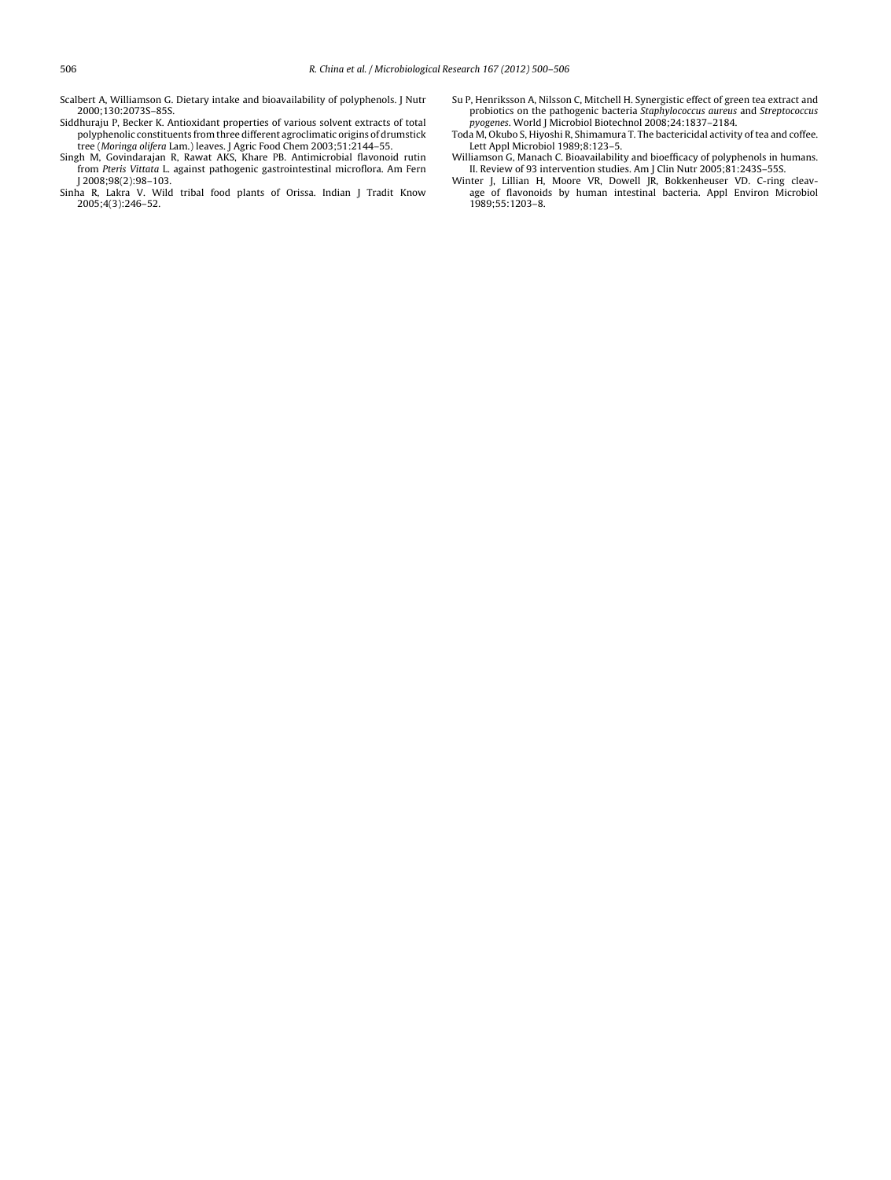Scalbert A, Williamson G. Dietary intake and bioavailability of polyphenols. J Nutr 2000;130:2073S–85S.

Siddhuraju P, Becker K. Antioxidant properties of various solvent extracts of total polyphenolic constituents from three different agroclimatic origins of drumstick tree (*Moringa olifera* Lam.) leaves. J Agric Food Chem 2003;51:2144–55.

Singh M, Govindarajan R, Rawat AKS, Khare PB. Antimicrobial flavonoid rutin from *Pteris Vittata* L. against pathogenic gastrointestinal microflora. Am Fern J 2008;98(2):98–103.

Sinha R, Lakra V. Wild tribal food plants of Orissa. Indian J Tradit Know 2005;4(3):246–52.

Su P, Henriksson A, Nilsson C, Mitchell H. Synergistic effect of green tea extract and probiotics on the pathogenic bacteria *Staphylococcus aureus* and *Streptococcus pyogenes*. World J Microbiol Biotechnol 2008;24:1837–2184.

Toda M, Okubo S, Hiyoshi R, Shimamura T. The bactericidal activity of tea and coffee. Lett Appl Microbiol 1989;8:123–5.

Williamson G, Manach C. Bioavailability and bioefficacy of polyphenols in humans. II. Review of 93 intervention studies. Am J Clin Nutr 2005;81:243S–55S.

Winter J, Lillian H, Moore VR, Dowell JR, Bokkenheuser VD. C-ring cleavage of flavonoids by human intestinal bacteria. Appl Environ Microbiol 1989;55:1203–8.